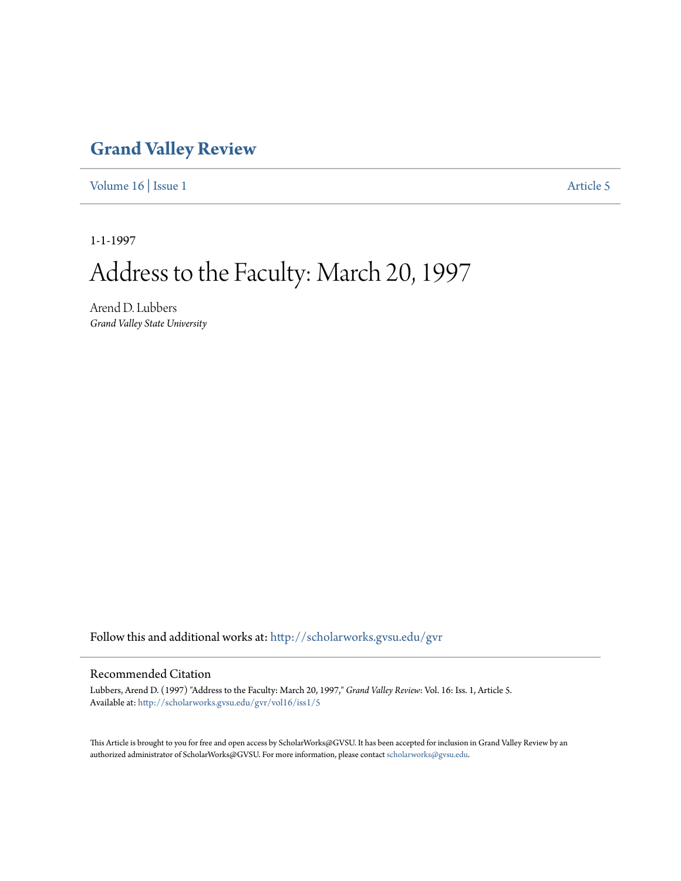# Grand Valley Review

Volume 16 | Issue 1 Article 5

1-1-1997

# Address to the Faculty: March 20, 1997

Arend D. Lubbers
*Grand Valley State University*

Follow this and additional works at: http://scholarworks.gvsu.edu/gvr

## Recommended Citation

Lubbers, Arend D. (1997) "Address to the Faculty: March 20, 1997," *Grand Valley Review*: Vol. 16: Iss. 1, Article 5.
Available at: http://scholarworks.gvsu.edu/gvr/vol16/iss1/5

This Article is brought to you for free and open access by ScholarWorks@GVSU. It has been accepted for inclusion in Grand Valley Review by an authorized administrator of ScholarWorks@GVSU. For more information, please contact scholarworks@gvsu.edu.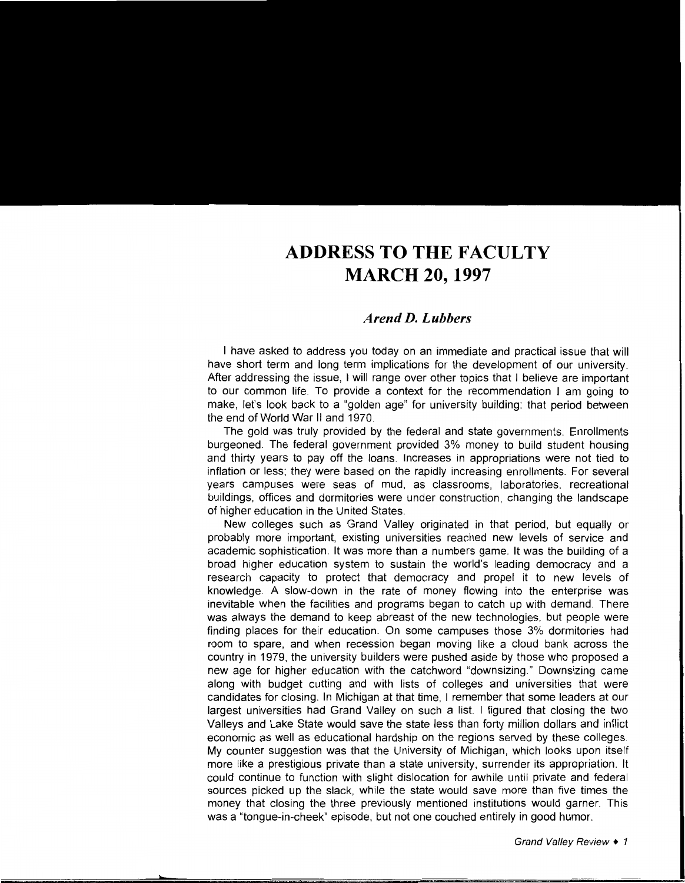# ADDRESS TO THE FACULTY MARCH 20, 1997

### *Arend D. Lubbers*

I have asked to address you today on an immediate and practical issue that will have short term and long term implications for the development of our university. After addressing the issue, I will range over other topics that I believe are important to our common life. To provide a context for the recommendation I am going to make, let's look back to a "golden age" for university building: that period between the end of World War II and 1970.

The gold was truly provided by the federal and state governments. Enrollments burgeoned. The federal government provided 3% money to build student housing and thirty years to pay off the loans. Increases in appropriations were not tied to inflation or less; they were based on the rapidly increasing enrollments. For several years campuses were seas of mud, as classrooms, laboratories, recreational buildings, offices and dormitories were under construction, changing the landscape of higher education in the United States.

New colleges such as Grand Valley originated in that period, but equally or probably more important, existing universities reached new levels of service and academic sophistication. It was more than a numbers game. It was the building of a broad higher education system to sustain the world's leading democracy and a research capacity to protect that democracy and propel it to new levels of knowledge. A slow-down in the rate of money flowing into the enterprise was inevitable when the facilities and programs began to catch up with demand. There was always the demand to keep abreast of the new technologies, but people were finding places for their education. On some campuses those 3% dormitories had room to spare, and when recession began moving like a cloud bank across the country in 1979, the university builders were pushed aside by those who proposed a new age for higher education with the catchword "downsizing." Downsizing came along with budget cutting and with lists of colleges and universities that were candidates for closing. In Michigan at that time, I remember that some leaders at our largest universities had Grand Valley on such a list. I figured that closing the two Valleys and Lake State would save the state less than forty million dollars and inflict economic as well as educational hardship on the regions served by these colleges. My counter suggestion was that the University of Michigan, which looks upon itself more like a prestigious private than a state university, surrender its appropriation. It could continue to function with slight dislocation for awhile until private and federal sources picked up the slack, while the state would save more than five times the money that closing the three previously mentioned institutions would garner. This was a "tongue-in-cheek" episode, but not one couched entirely in good humor.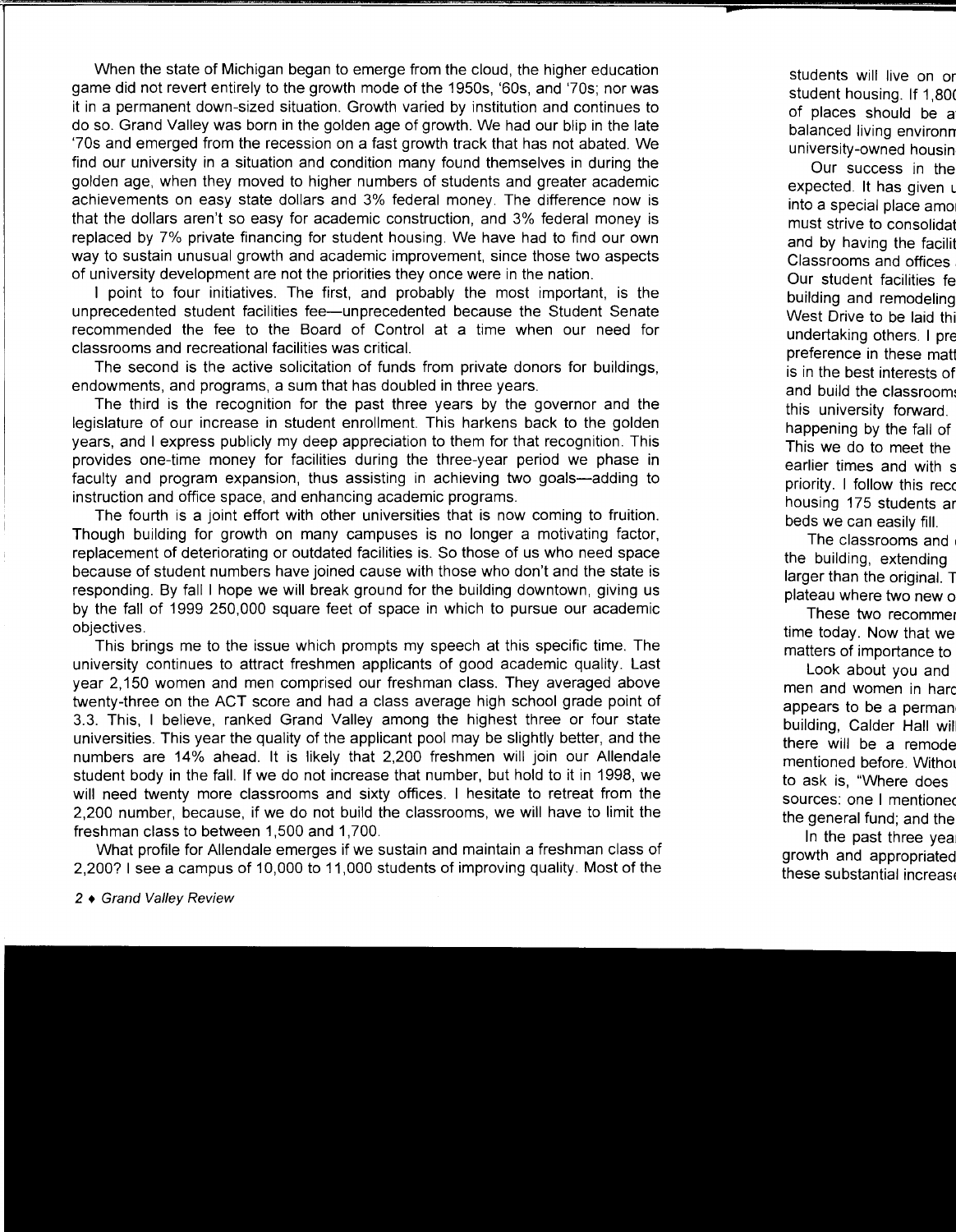When the state of Michigan began to emerge from the cloud, the higher education game did not revert entirely to the growth mode of the 1950s, '60s, and '70s; nor was it in a permanent down-sized situation. Growth varied by institution and continues to do so. Grand Valley was born in the golden age of growth. We had our blip in the late '70s and emerged from the recession on a fast growth track that has not abated. We find our university in a situation and condition many found themselves in during the golden age, when they moved to higher numbers of students and greater academic achievements on easy state dollars and 3% federal money. The difference now is that the dollars aren't so easy for academic construction, and 3% federal money is replaced by 7% private financing for student housing. We have had to find our own way to sustain unusual growth and academic improvement, since those two aspects of university development are not the priorities they once were in the nation.

I point to four initiatives. The first, and probably the most important, is the unprecedented student facilities fee—unprecedented because the Student Senate recommended the fee to the Board of Control at a time when our need for classrooms and recreational facilities was critical.

The second is the active solicitation of funds from private donors for buildings, endowments, and programs, a sum that has doubled in three years.

The third is the recognition for the past three years by the governor and the legislature of our increase in student enrollment. This harkens back to the golden years, and I express publicly my deep appreciation to them for that recognition. This provides one-time money for facilities during the three-year period we phase in faculty and program expansion, thus assisting in achieving two goals—adding to instruction and office space, and enhancing academic programs.

The fourth is a joint effort with other universities that is now coming to fruition. Though building for growth on many campuses is no longer a motivating factor, replacement of deteriorating or outdated facilities is. So those of us who need space because of student numbers have joined cause with those who don't and the state is responding. By fall I hope we will break ground for the building downtown, giving us by the fall of 1999 250,000 square feet of space in which to pursue our academic objectives.

This brings me to the issue which prompts my speech at this specific time. The university continues to attract freshmen applicants of good academic quality. Last year 2,150 women and men comprised our freshman class. They averaged above twenty-three on the ACT score and had a class average high school grade point of 3.3. This, I believe, ranked Grand Valley among the highest three or four state universities. This year the quality of the applicant pool may be slightly better, and the numbers are 14% ahead. It is likely that 2,200 freshmen will join our Allendale student body in the fall. If we do not increase that number, but hold to it in 1998, we will need twenty more classrooms and sixty offices. I hesitate to retreat from the 2,200 number, because, if we do not build the classrooms, we will have to limit the freshman class to between 1,500 and 1,700.

What profile for Allendale emerges if we sustain and maintain a freshman class of 2,200? I see a campus of 10,000 to 11,000 students of improving quality. Most of the

students will live on or
student housing. If 1,80(
of places should be a
balanced living environn
university-owned housin

Our success in the
expected. It has given u
into a special place amo
must strive to consolidat
and by having the facilit
Classrooms and offices
Our student facilities fe
building and remodeling
West Drive to be laid thi
undertaking others. I pre
preference in these matt
is in the best interests of
and build the classrooms
this university forward.
happening by the fall of
This we do to meet the
earlier times and with s
priority. I follow this reco
housing 175 students ar
beds we can easily fill.

The classrooms and
the building, extending
larger than the original. T
plateau where two new o

These two recommer
time today. Now that we
matters of importance to

Look about you and
men and women in harc
appears to be a perman
building, Calder Hall wil
there will be a remode
mentioned before. Withou
to ask is, "Where does
sources: one I mentioned
the general fund; and the

In the past three yea
growth and appropriated
these substantial increase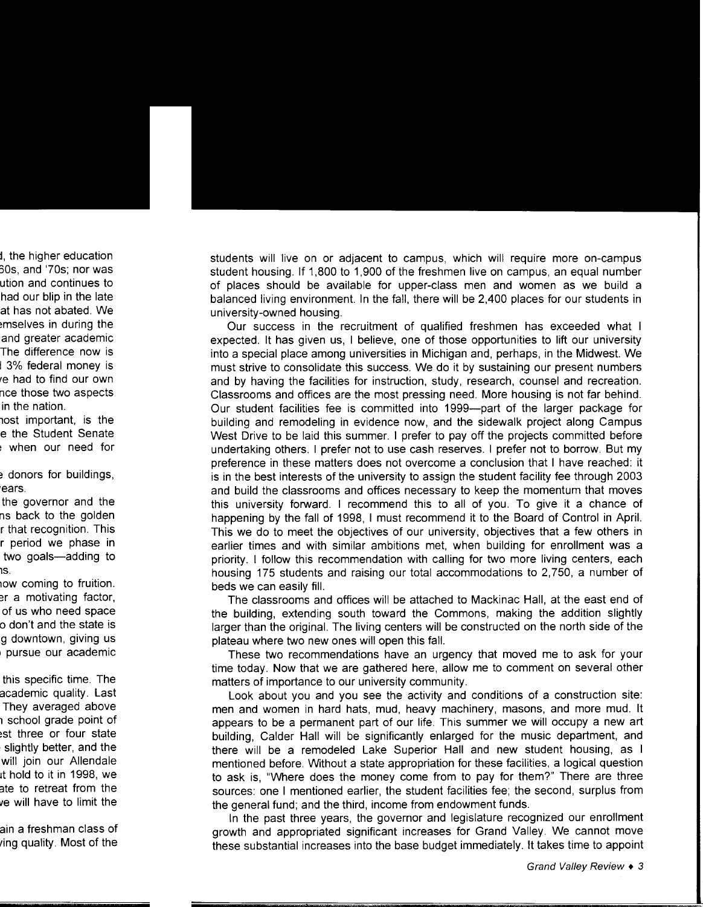students will live on or adjacent to campus, which will require more on-campus student housing. If 1,800 to 1,900 of the freshmen live on campus, an equal number of places should be available for upper-class men and women as we build a balanced living environment. In the fall, there will be 2,400 places for our students in university-owned housing.

Our success in the recruitment of qualified freshmen has exceeded what I expected. It has given us, I believe, one of those opportunities to lift our university into a special place among universities in Michigan and, perhaps, in the Midwest. We must strive to consolidate this success. We do it by sustaining our present numbers and by having the facilities for instruction, study, research, counsel and recreation. Classrooms and offices are the most pressing need. More housing is not far behind. Our student facilities fee is committed into 1999—part of the larger package for building and remodeling in evidence now, and the sidewalk project along Campus West Drive to be laid this summer. I prefer to pay off the projects committed before undertaking others. I prefer not to use cash reserves. I prefer not to borrow. But my preference in these matters does not overcome a conclusion that I have reached: it is in the best interests of the university to assign the student facility fee through 2003 and build the classrooms and offices necessary to keep the momentum that moves this university forward. I recommend this to all of you. To give it a chance of happening by the fall of 1998, I must recommend it to the Board of Control in April. This we do to meet the objectives of our university, objectives that a few others in earlier times and with similar ambitions met, when building for enrollment was a priority. I follow this recommendation with calling for two more living centers, each housing 175 students and raising our total accommodations to 2,750, a number of beds we can easily fill.

The classrooms and offices will be attached to Mackinac Hall, at the east end of the building, extending south toward the Commons, making the addition slightly larger than the original. The living centers will be constructed on the north side of the plateau where two new ones will open this fall.

These two recommendations have an urgency that moved me to ask for your time today. Now that we are gathered here, allow me to comment on several other matters of importance to our university community.

Look about you and you see the activity and conditions of a construction site: men and women in hard hats, mud, heavy machinery, masons, and more mud. It appears to be a permanent part of our life. This summer we will occupy a new art building, Calder Hall will be significantly enlarged for the music department, and there will be a remodeled Lake Superior Hall and new student housing, as I mentioned before. Without a state appropriation for these facilities, a logical question to ask is, "Where does the money come from to pay for them?" There are three sources: one I mentioned earlier, the student facilities fee; the second, surplus from the general fund; and the third, income from endowment funds.

In the past three years, the governor and legislature recognized our enrollment growth and appropriated significant increases for Grand Valley. We cannot move these substantial increases into the base budget immediately. It takes time to appoint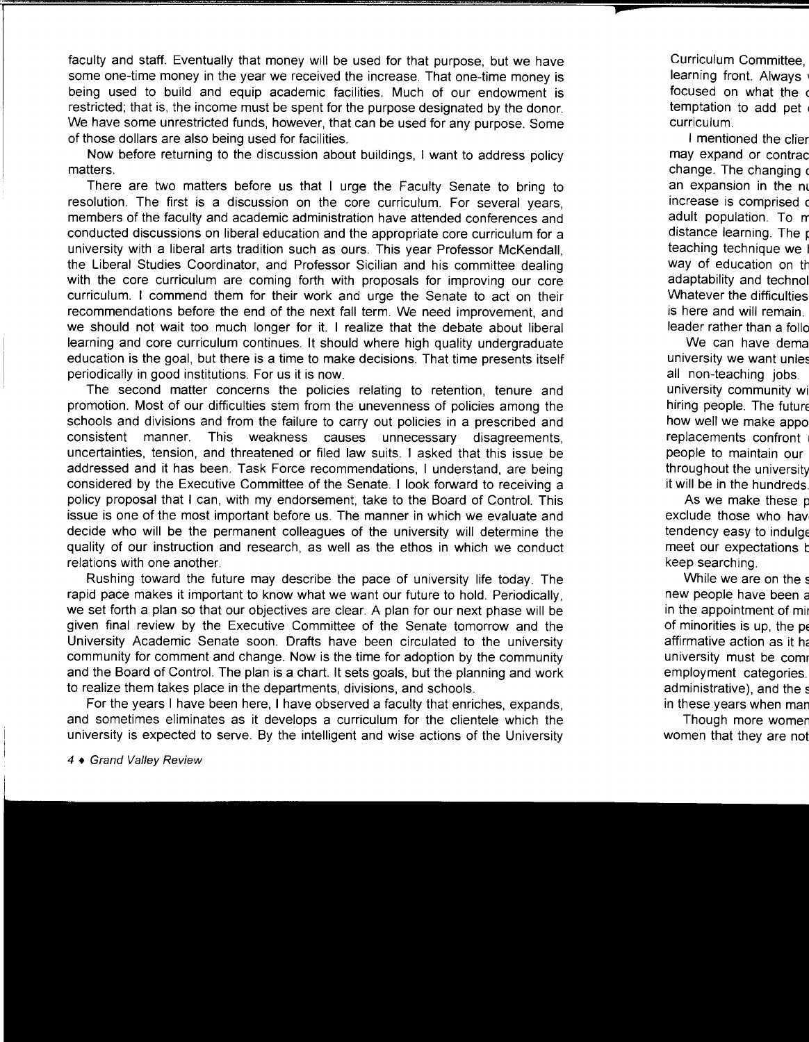faculty and staff. Eventually that money will be used for that purpose, but we have some one-time money in the year we received the increase. That one-time money is being used to build and equip academic facilities. Much of our endowment is restricted; that is, the income must be spent for the purpose designated by the donor. We have some unrestricted funds, however, that can be used for any purpose. Some of those dollars are also being used for facilities.

Now before returning to the discussion about buildings, I want to address policy matters.

There are two matters before us that I urge the Faculty Senate to bring to resolution. The first is a discussion on the core curriculum. For several years, members of the faculty and academic administration have attended conferences and conducted discussions on liberal education and the appropriate core curriculum for a university with a liberal arts tradition such as ours. This year Professor McKendall, the Liberal Studies Coordinator, and Professor Sicilian and his committee dealing with the core curriculum are coming forth with proposals for improving our core curriculum. I commend them for their work and urge the Senate to act on their recommendations before the end of the next fall term. We need improvement, and we should not wait too much longer for it. I realize that the debate about liberal learning and core curriculum continues. It should where high quality undergraduate education is the goal, but there is a time to make decisions. That time presents itself periodically in good institutions. For us it is now.

The second matter concerns the policies relating to retention, tenure and promotion. Most of our difficulties stem from the unevenness of policies among the schools and divisions and from the failure to carry out policies in a prescribed and consistent manner. This weakness causes unnecessary disagreements, uncertainties, tension, and threatened or filed law suits. I asked that this issue be addressed and it has been. Task Force recommendations, I understand, are being considered by the Executive Committee of the Senate. I look forward to receiving a policy proposal that I can, with my endorsement, take to the Board of Control. This issue is one of the most important before us. The manner in which we evaluate and decide who will be the permanent colleagues of the university will determine the quality of our instruction and research, as well as the ethos in which we conduct relations with one another.

Rushing toward the future may describe the pace of university life today. The rapid pace makes it important to know what we want our future to hold. Periodically, we set forth a plan so that our objectives are clear. A plan for our next phase will be given final review by the Executive Committee of the Senate tomorrow and the University Academic Senate soon. Drafts have been circulated to the university community for comment and change. Now is the time for adoption by the community and the Board of Control. The plan is a chart. It sets goals, but the planning and work to realize them takes place in the departments, divisions, and schools.

For the years I have been here, I have observed a faculty that enriches, expands, and sometimes eliminates as it develops a curriculum for the clientele which the university is expected to serve. By the intelligent and wise actions of the University Curriculum Committee, ... learning front. Always ... focused on what the ... temptation to add pet ... curriculum.

I mentioned the clien... may expand or contrac... change. The changing ... an expansion in the nu... increase is comprised o... adult population. To m... distance learning. The p... teaching technique we ... way of education on th... adaptability and technol... Whatever the difficulties ... is here and will remain. ... leader rather than a follo...

We can have dema... university we want unles... all non-teaching jobs. ... university community wi... hiring people. The future ... how well we make appo... replacements confront ... people to maintain our ... throughout the university ... it will be in the hundreds.

As we make these p... exclude those who hav... tendency easy to indulge ... meet our expectations b... keep searching.

While we are on the s... new people have been a... in the appointment of mi... of minorities is up, the pe... affirmative action as it ha... university must be comm... employment categories. ... administrative), and the s... in these years when man...

Though more women... women that they are not...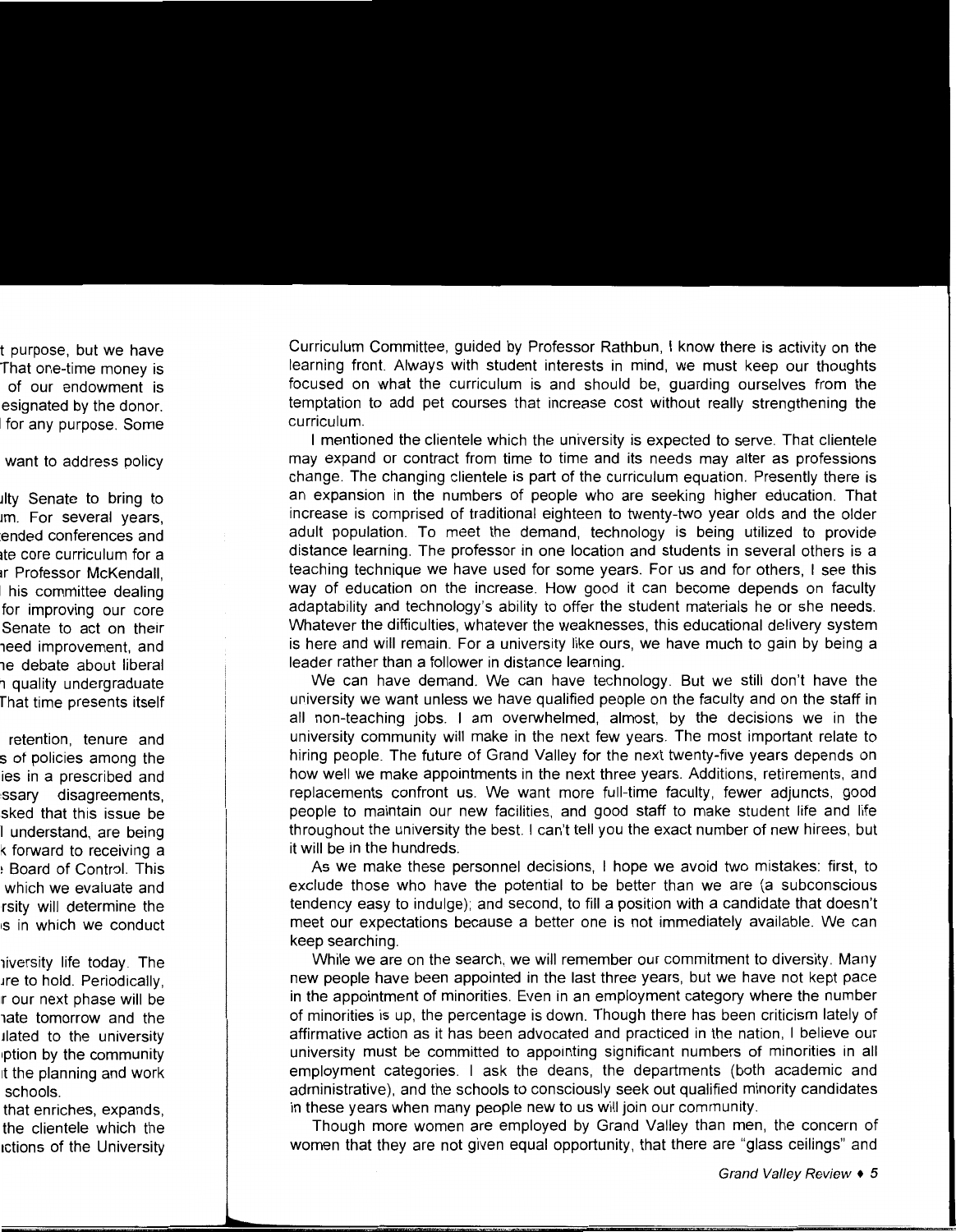Curriculum Committee, guided by Professor Rathbun, I know there is activity on the learning front. Always with student interests in mind, we must keep our thoughts focused on what the curriculum is and should be, guarding ourselves from the temptation to add pet courses that increase cost without really strengthening the curriculum.

I mentioned the clientele which the university is expected to serve. That clientele may expand or contract from time to time and its needs may alter as professions change. The changing clientele is part of the curriculum equation. Presently there is an expansion in the numbers of people who are seeking higher education. That increase is comprised of traditional eighteen to twenty-two year olds and the older adult population. To meet the demand, technology is being utilized to provide distance learning. The professor in one location and students in several others is a teaching technique we have used for some years. For us and for others, I see this way of education on the increase. How good it can become depends on faculty adaptability and technology's ability to offer the student materials he or she needs. Whatever the difficulties, whatever the weaknesses, this educational delivery system is here and will remain. For a university like ours, we have much to gain by being a leader rather than a follower in distance learning.

We can have demand. We can have technology. But we still don't have the university we want unless we have qualified people on the faculty and on the staff in all non-teaching jobs. I am overwhelmed, almost, by the decisions we in the university community will make in the next few years. The most important relate to hiring people. The future of Grand Valley for the next twenty-five years depends on how well we make appointments in the next three years. Additions, retirements, and replacements confront us. We want more full-time faculty, fewer adjuncts, good people to maintain our new facilities, and good staff to make student life and life throughout the university the best. I can't tell you the exact number of new hirees, but it will be in the hundreds.

As we make these personnel decisions, I hope we avoid two mistakes: first, to exclude those who have the potential to be better than we are (a subconscious tendency easy to indulge); and second, to fill a position with a candidate that doesn't meet our expectations because a better one is not immediately available. We can keep searching.

While we are on the search, we will remember our commitment to diversity. Many new people have been appointed in the last three years, but we have not kept pace in the appointment of minorities. Even in an employment category where the number of minorities is up, the percentage is down. Though there has been criticism lately of affirmative action as it has been advocated and practiced in the nation, I believe our university must be committed to appointing significant numbers of minorities in all employment categories. I ask the deans, the departments (both academic and administrative), and the schools to consciously seek out qualified minority candidates in these years when many people new to us will join our community.

Though more women are employed by Grand Valley than men, the concern of women that they are not given equal opportunity, that there are "glass ceilings" and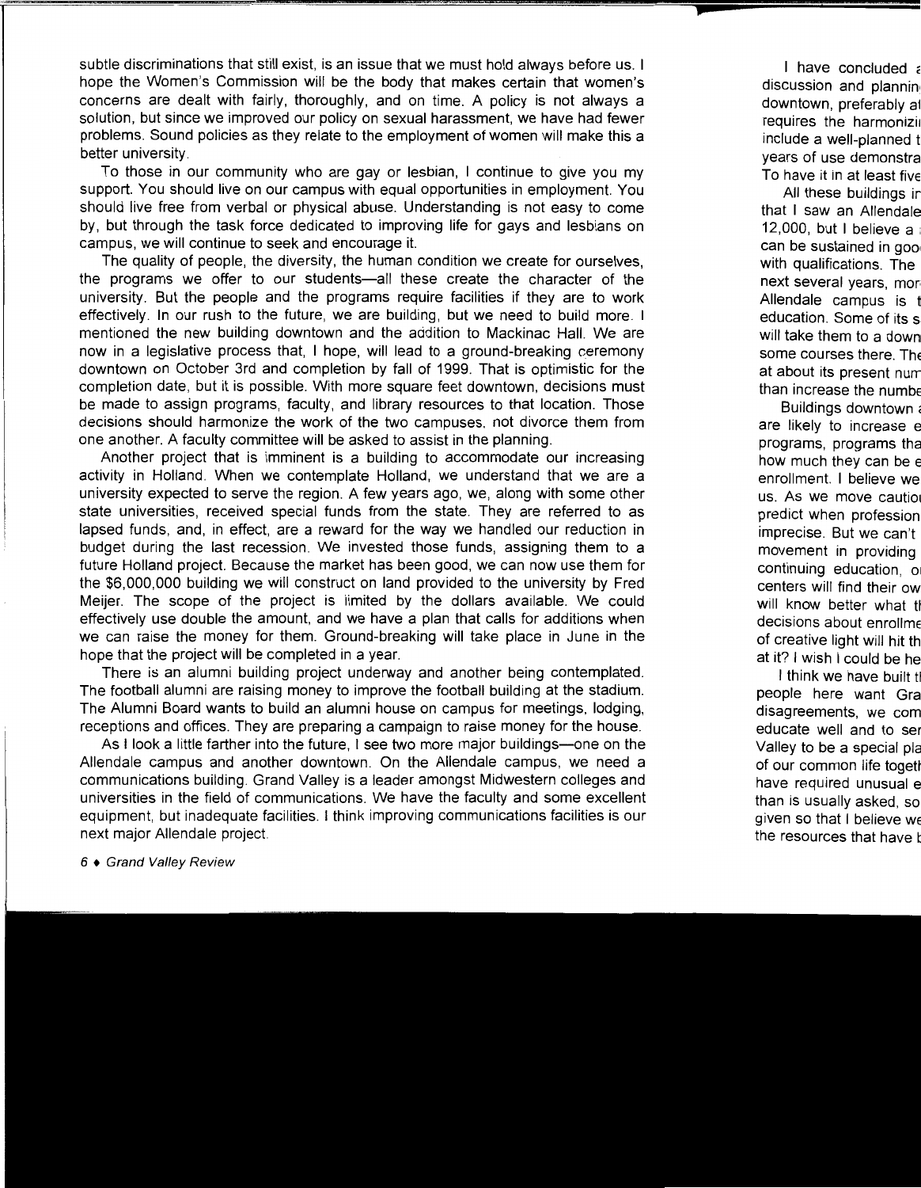subtle discriminations that still exist, is an issue that we must hold always before us. I hope the Women's Commission will be the body that makes certain that women's concerns are dealt with fairly, thoroughly, and on time. A policy is not always a solution, but since we improved our policy on sexual harassment, we have had fewer problems. Sound policies as they relate to the employment of women will make this a better university.

To those in our community who are gay or lesbian, I continue to give you my support. You should live on our campus with equal opportunities in employment. You should live free from verbal or physical abuse. Understanding is not easy to come by, but through the task force dedicated to improving life for gays and lesbians on campus, we will continue to seek and encourage it.

The quality of people, the diversity, the human condition we create for ourselves, the programs we offer to our students—all these create the character of the university. But the people and the programs require facilities if they are to work effectively. In our rush to the future, we are building, but we need to build more. I mentioned the new building downtown and the addition to Mackinac Hall. We are now in a legislative process that, I hope, will lead to a ground-breaking ceremony downtown on October 3rd and completion by fall of 1999. That is optimistic for the completion date, but it is possible. With more square feet downtown, decisions must be made to assign programs, faculty, and library resources to that location. Those decisions should harmonize the work of the two campuses, not divorce them from one another. A faculty committee will be asked to assist in the planning.

Another project that is imminent is a building to accommodate our increasing activity in Holland. When we contemplate Holland, we understand that we are a university expected to serve the region. A few years ago, we, along with some other state universities, received special funds from the state. They are referred to as lapsed funds, and, in effect, are a reward for the way we handled our reduction in budget during the last recession. We invested those funds, assigning them to a future Holland project. Because the market has been good, we can now use them for the $6,000,000 building we will construct on land provided to the university by Fred Meijer. The scope of the project is limited by the dollars available. We could effectively use double the amount, and we have a plan that calls for additions when we can raise the money for them. Ground-breaking will take place in June in the hope that the project will be completed in a year.

There is an alumni building project underway and another being contemplated. The football alumni are raising money to improve the football building at the stadium. The Alumni Board wants to build an alumni house on campus for meetings, lodging, receptions and offices. They are preparing a campaign to raise money for the house.

As I look a little farther into the future, I see two more major buildings—one on the Allendale campus and another downtown. On the Allendale campus, we need a communications building. Grand Valley is a leader amongst Midwestern colleges and universities in the field of communications. We have the faculty and some excellent equipment, but inadequate facilities. I think improving communications facilities is our next major Allendale project.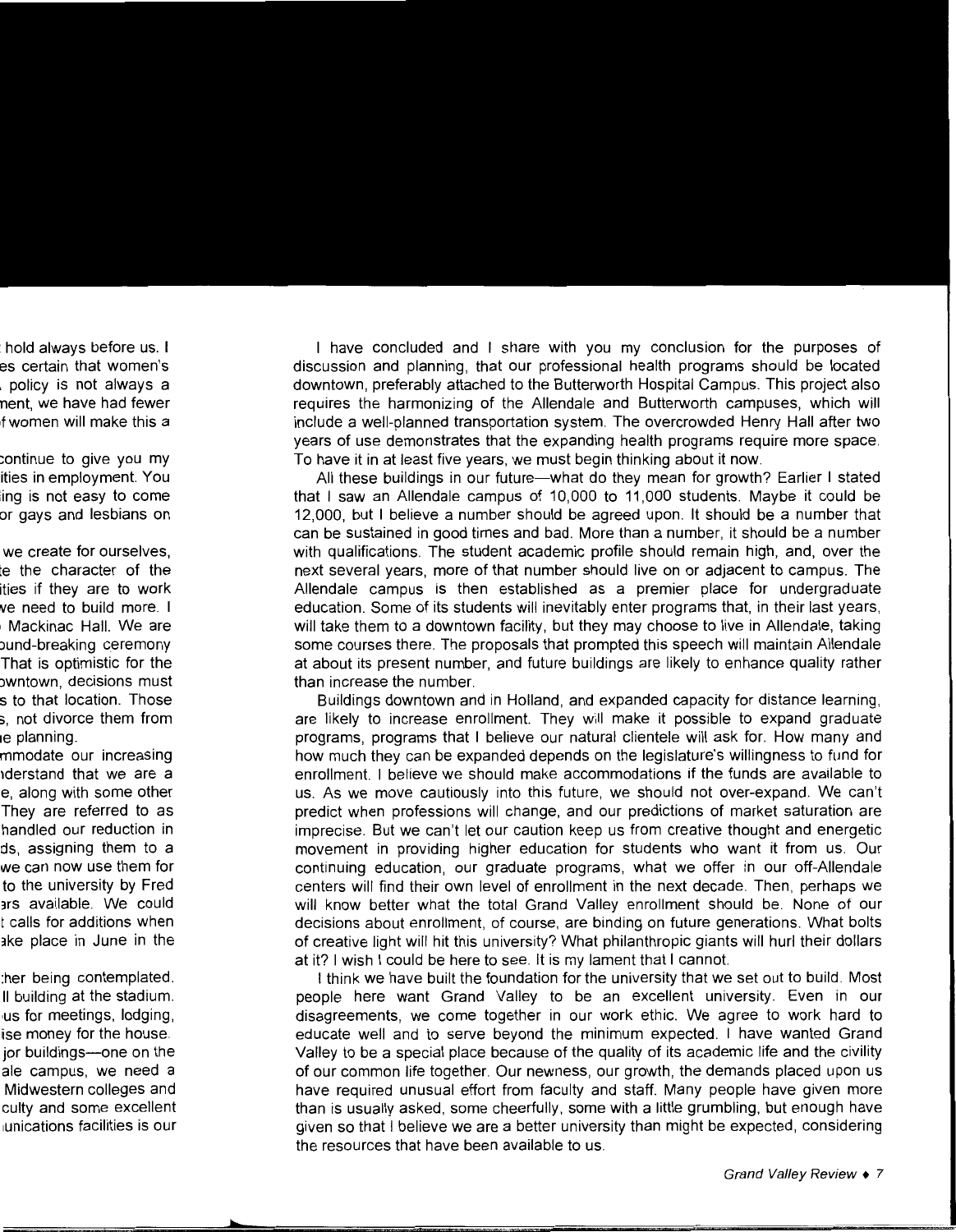I have concluded and I share with you my conclusion for the purposes of discussion and planning, that our professional health programs should be located downtown, preferably attached to the Butterworth Hospital Campus. This project also requires the harmonizing of the Allendale and Butterworth campuses, which will include a well-planned transportation system. The overcrowded Henry Hall after two years of use demonstrates that the expanding health programs require more space. To have it in at least five years, we must begin thinking about it now.

All these buildings in our future—what do they mean for growth? Earlier I stated that I saw an Allendale campus of 10,000 to 11,000 students. Maybe it could be 12,000, but I believe a number should be agreed upon. It should be a number that can be sustained in good times and bad. More than a number, it should be a number with qualifications. The student academic profile should remain high, and, over the next several years, more of that number should live on or adjacent to campus. The Allendale campus is then established as a premier place for undergraduate education. Some of its students will inevitably enter programs that, in their last years, will take them to a downtown facility, but they may choose to live in Allendale, taking some courses there. The proposals that prompted this speech will maintain Allendale at about its present number, and future buildings are likely to enhance quality rather than increase the number.

Buildings downtown and in Holland, and expanded capacity for distance learning, are likely to increase enrollment. They will make it possible to expand graduate programs, programs that I believe our natural clientele will ask for. How many and how much they can be expanded depends on the legislature's willingness to fund for enrollment. I believe we should make accommodations if the funds are available to us. As we move cautiously into this future, we should not over-expand. We can't predict when professions will change, and our predictions of market saturation are imprecise. But we can't let our caution keep us from creative thought and energetic movement in providing higher education for students who want it from us. Our continuing education, our graduate programs, what we offer in our off-Allendale centers will find their own level of enrollment in the next decade. Then, perhaps we will know better what the total Grand Valley enrollment should be. None of our decisions about enrollment, of course, are binding on future generations. What bolts of creative light will hit this university? What philanthropic giants will hurl their dollars at it? I wish I could be here to see. It is my lament that I cannot.

I think we have built the foundation for the university that we set out to build. Most people here want Grand Valley to be an excellent university. Even in our disagreements, we come together in our work ethic. We agree to work hard to educate well and to serve beyond the minimum expected. I have wanted Grand Valley to be a special place because of the quality of its academic life and the civility of our common life together. Our newness, our growth, the demands placed upon us have required unusual effort from faculty and staff. Many people have given more than is usually asked, some cheerfully, some with a little grumbling, but enough have given so that I believe we are a better university than might be expected, considering the resources that have been available to us.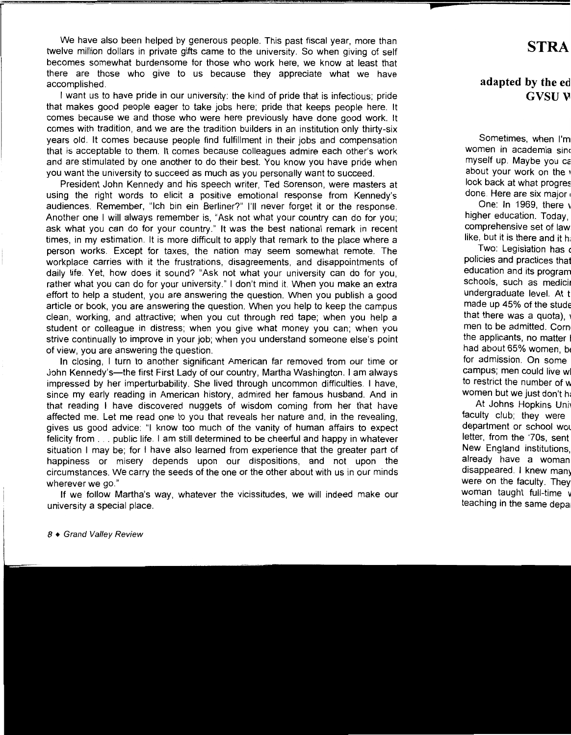We have also been helped by generous people. This past fiscal year, more than twelve million dollars in private gifts came to the university. So when giving of self becomes somewhat burdensome for those who work here, we know at least that there are those who give to us because they appreciate what we have accomplished.

I want us to have pride in our university: the kind of pride that is infectious; pride that makes good people eager to take jobs here; pride that keeps people here. It comes because we and those who were here previously have done good work. It comes with tradition, and we are the tradition builders in an institution only thirty-six years old. It comes because people find fulfillment in their jobs and compensation that is acceptable to them. It comes because colleagues admire each other's work and are stimulated by one another to do their best. You know you have pride when you want the university to succeed as much as you personally want to succeed.

President John Kennedy and his speech writer, Ted Sorenson, were masters at using the right words to elicit a positive emotional response from Kennedy's audiences. Remember, "Ich bin ein Berliner?" I'll never forget it or the response. Another one I will always remember is, "Ask not what your country can do for you; ask what you can do for your country." It was the best national remark in recent times, in my estimation. It is more difficult to apply that remark to the place where a person works. Except for taxes, the nation may seem somewhat remote. The workplace carries with it the frustrations, disagreements, and disappointments of daily life. Yet, how does it sound? "Ask not what your university can do for you, rather what you can do for your university." I don't mind it. When you make an extra effort to help a student, you are answering the question. When you publish a good article or book, you are answering the question. When you help to keep the campus clean, working, and attractive; when you cut through red tape; when you help a student or colleague in distress; when you give what money you can; when you strive continually to improve in your job; when you understand someone else's point of view, you are answering the question.

In closing, I turn to another significant American far removed from our time or John Kennedy's—the first First Lady of our country, Martha Washington. I am always impressed by her imperturbability. She lived through uncommon difficulties. I have, since my early reading in American history, admired her famous husband. And in that reading I have discovered nuggets of wisdom coming from her that have affected me. Let me read one to you that reveals her nature and, in the revealing, gives us good advice: "I know too much of the vanity of human affairs to expect felicity from . . . public life. I am still determined to be cheerful and happy in whatever situation I may be; for I have also learned from experience that the greater part of happiness or misery depends upon our dispositions, and not upon the circumstances. We carry the seeds of the one or the other about with us in our minds wherever we go."

If we follow Martha's way, whatever the vicissitudes, we will indeed make our university a special place.